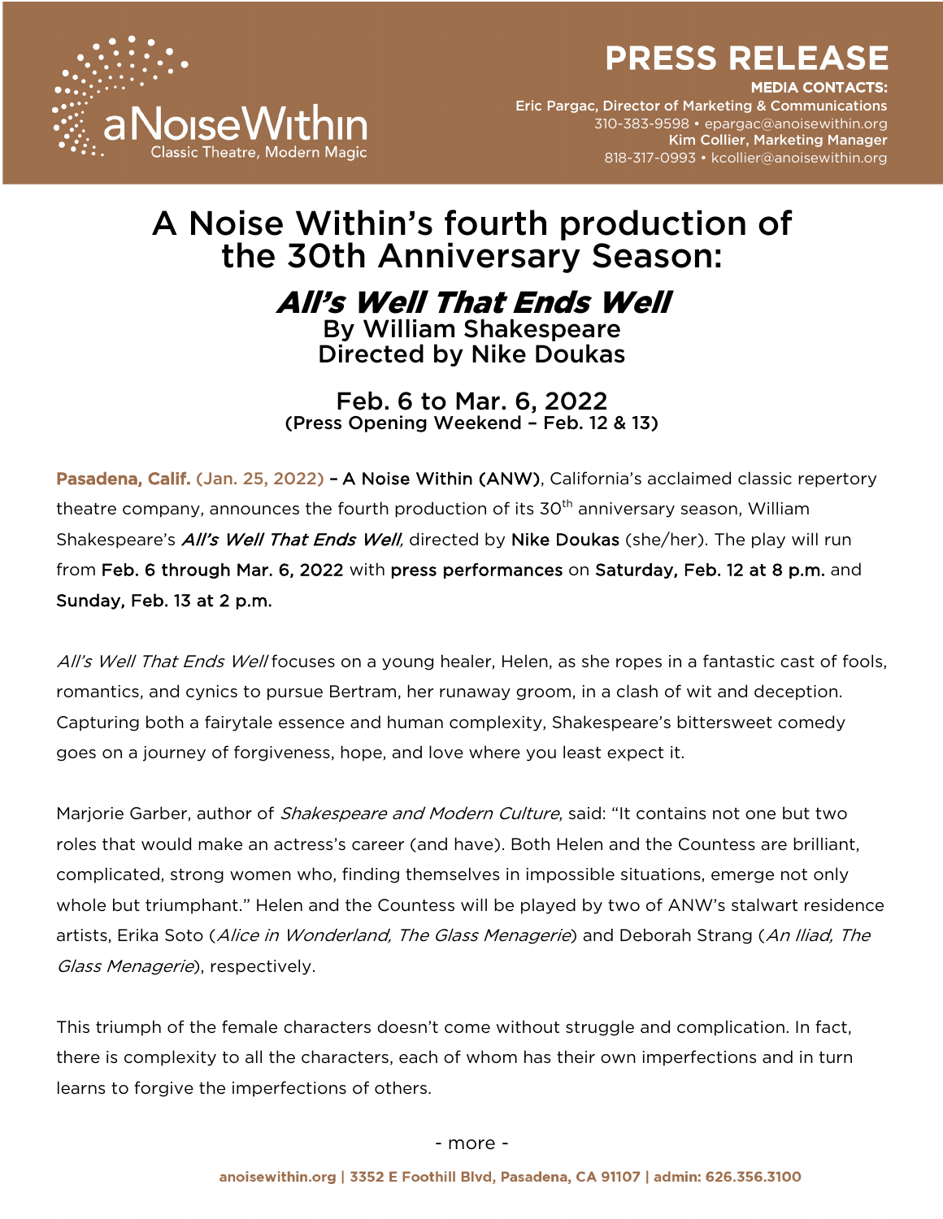aNoiseWithin
Classic Theatre, Modern Magic

# PRESS RELEASE

**MEDIA CONTACTS:**
**Eric Pargac, Director of Marketing & Communications**
310-383-9598 • epargac@anoisewithin.org
**Kim Collier, Marketing Manager**
818-317-0993 • kcollier@anoisewithin.org

# A Noise Within's fourth production of the 30th Anniversary Season:

## *All's Well That Ends Well*

### By William Shakespeare
### Directed by Nike Doukas

### Feb. 6 to Mar. 6, 2022
**(Press Opening Weekend – Feb. 12 & 13)**

**Pasadena, Calif.** (Jan. 25, 2022) – A Noise Within (ANW), California's acclaimed classic repertory theatre company, announces the fourth production of its 30th anniversary season, William Shakespeare's ***All's Well That Ends Well,*** directed by Nike Doukas (she/her). The play will run from Feb. 6 through Mar. 6, 2022 with press performances on Saturday, Feb. 12 at 8 p.m. and Sunday, Feb. 13 at 2 p.m.

*All's Well That Ends Well* focuses on a young healer, Helen, as she ropes in a fantastic cast of fools, romantics, and cynics to pursue Bertram, her runaway groom, in a clash of wit and deception. Capturing both a fairytale essence and human complexity, Shakespeare's bittersweet comedy goes on a journey of forgiveness, hope, and love where you least expect it.

Marjorie Garber, author of *Shakespeare and Modern Culture*, said: "It contains not one but two roles that would make an actress's career (and have). Both Helen and the Countess are brilliant, complicated, strong women who, finding themselves in impossible situations, emerge not only whole but triumphant." Helen and the Countess will be played by two of ANW's stalwart residence artists, Erika Soto (*Alice in Wonderland, The Glass Menagerie*) and Deborah Strang (*An Iliad, The Glass Menagerie*), respectively.

This triumph of the female characters doesn't come without struggle and complication. In fact, there is complexity to all the characters, each of whom has their own imperfections and in turn learns to forgive the imperfections of others.

- more -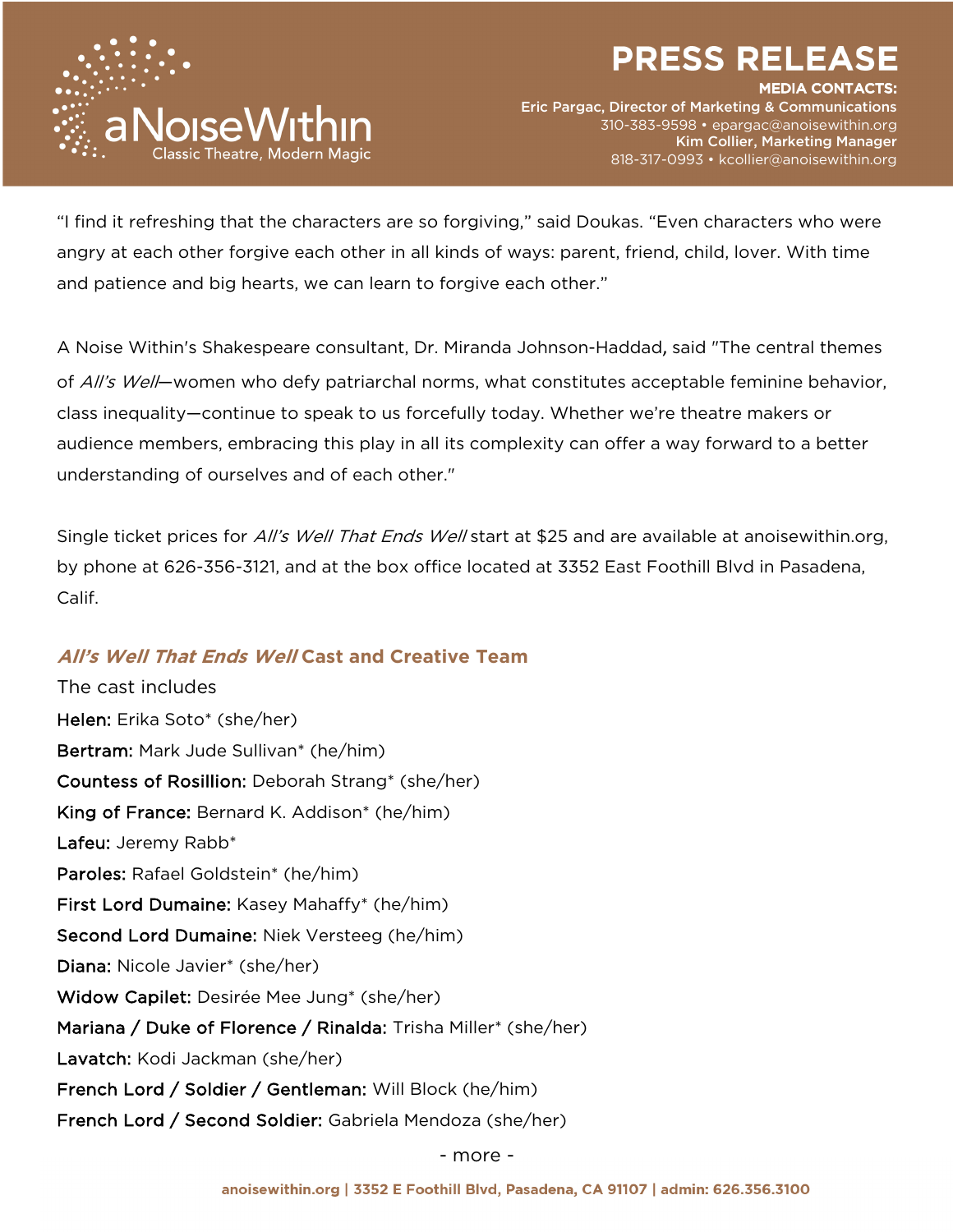"I find it refreshing that the characters are so forgiving," said Doukas. "Even characters who were angry at each other forgive each other in all kinds of ways: parent, friend, child, lover. With time and patience and big hearts, we can learn to forgive each other."

A Noise Within's Shakespeare consultant, Dr. Miranda Johnson-Haddad, said "The central themes of *All's Well*—women who defy patriarchal norms, what constitutes acceptable feminine behavior, class inequality—continue to speak to us forcefully today. Whether we're theatre makers or audience members, embracing this play in all its complexity can offer a way forward to a better understanding of ourselves and of each other."

Single ticket prices for *All's Well That Ends Well* start at $25 and are available at anoisewithin.org, by phone at 626-356-3121, and at the box office located at 3352 East Foothill Blvd in Pasadena, Calif.

## *All's Well That Ends Well* Cast and Creative Team

The cast includes

Helen: Erika Soto* (she/her)
Bertram: Mark Jude Sullivan* (he/him)
Countess of Rosillion: Deborah Strang* (she/her)
King of France: Bernard K. Addison* (he/him)
Lafeu: Jeremy Rabb*
Paroles: Rafael Goldstein* (he/him)
First Lord Dumaine: Kasey Mahaffy* (he/him)
Second Lord Dumaine: Niek Versteeg (he/him)
Diana: Nicole Javier* (she/her)
Widow Capilet: Desirée Mee Jung* (she/her)
Mariana / Duke of Florence / Rinalda: Trisha Miller* (she/her)
Lavatch: Kodi Jackman (she/her)
French Lord / Soldier / Gentleman: Will Block (he/him)
French Lord / Second Soldier: Gabriela Mendoza (she/her)

- more -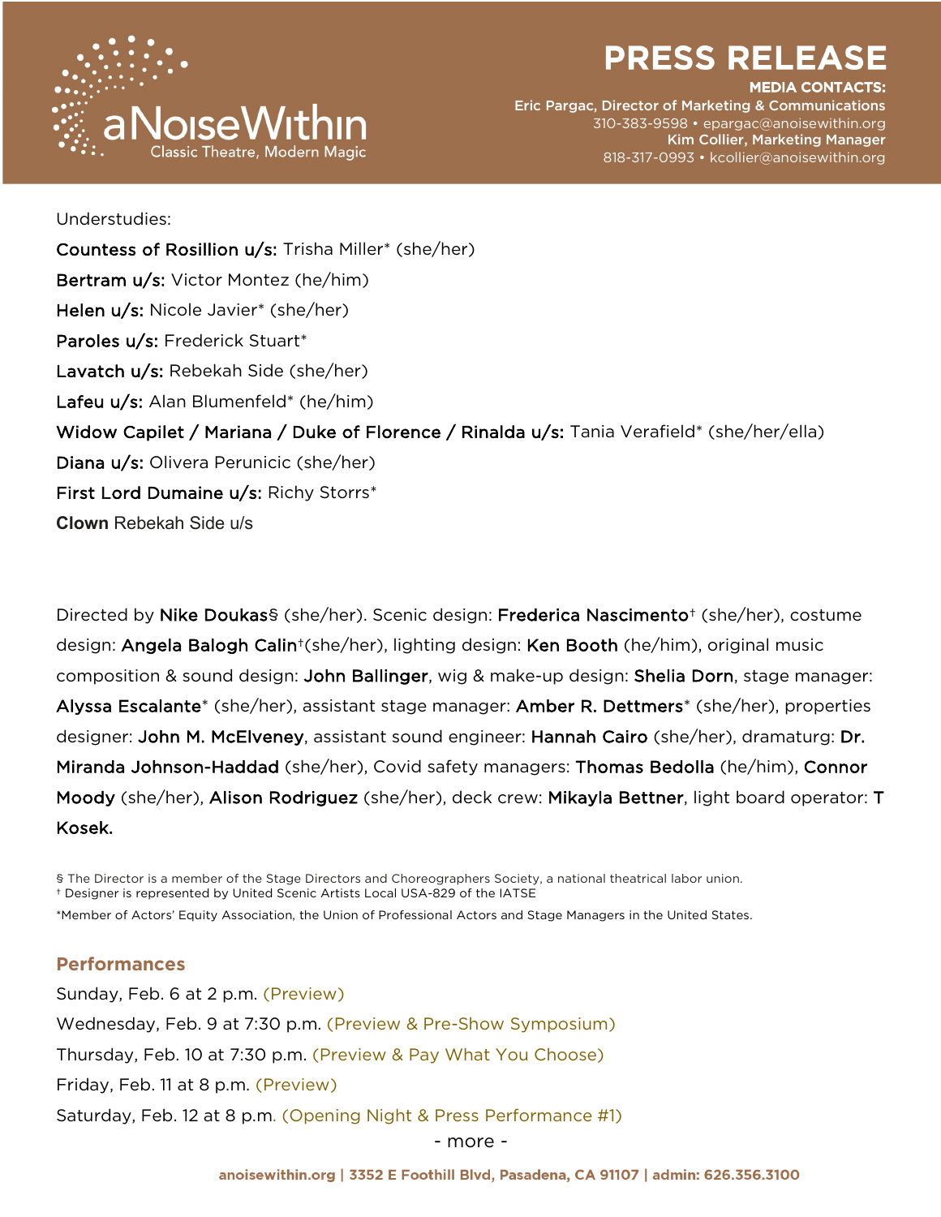Understudies:

**Countess of Rosillion u/s:** Trisha Miller* (she/her)

**Bertram u/s:** Victor Montez (he/him)

**Helen u/s:** Nicole Javier* (she/her)

**Paroles u/s:** Frederick Stuart*

**Lavatch u/s:** Rebekah Side (she/her)

**Lafeu u/s:** Alan Blumenfeld* (he/him)

**Widow Capilet / Mariana / Duke of Florence / Rinalda u/s:** Tania Verafield* (she/her/ella)

**Diana u/s:** Olivera Perunicic (she/her)

**First Lord Dumaine u/s:** Richy Storrs*

**Clown** Rebekah Side u/s

Directed by **Nike Doukas**§ (she/her). Scenic design: **Frederica Nascimento**† (she/her), costume design: **Angela Balogh Calin**†(she/her), lighting design: **Ken Booth** (he/him), original music composition & sound design: **John Ballinger**, wig & make-up design: **Shelia Dorn**, stage manager: **Alyssa Escalante*** (she/her), assistant stage manager: **Amber R. Dettmers*** (she/her), properties designer: **John M. McElveney**, assistant sound engineer: **Hannah Cairo** (she/her), dramaturg: **Dr. Miranda Johnson-Haddad** (she/her), Covid safety managers: **Thomas Bedolla** (he/him), **Connor Moody** (she/her), **Alison Rodriguez** (she/her), deck crew: **Mikayla Bettner**, light board operator: **T Kosek.**

§ The Director is a member of the Stage Directors and Choreographers Society, a national theatrical labor union.
† Designer is represented by United Scenic Artists Local USA-829 of the IATSE

*Member of Actors' Equity Association, the Union of Professional Actors and Stage Managers in the United States.

## Performances

Sunday, Feb. 6 at 2 p.m. (Preview)

Wednesday, Feb. 9 at 7:30 p.m. (Preview & Pre-Show Symposium)

Thursday, Feb. 10 at 7:30 p.m. (Preview & Pay What You Choose)

Friday, Feb. 11 at 8 p.m. (Preview)

Saturday, Feb. 12 at 8 p.m. (Opening Night & Press Performance #1)

\- more -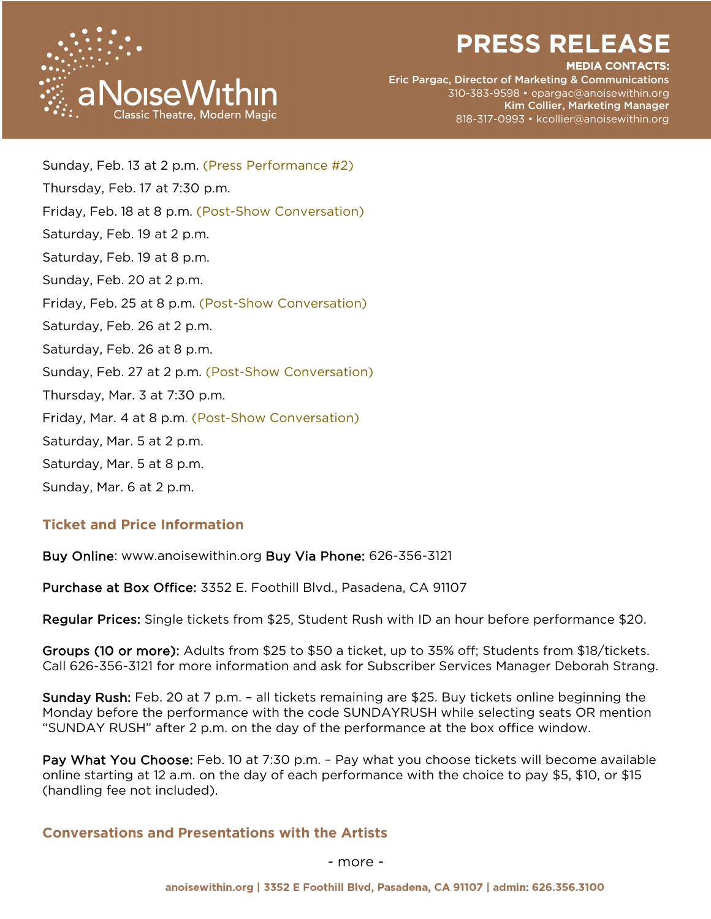Sunday, Feb. 13 at 2 p.m. (Press Performance #2)

Thursday, Feb. 17 at 7:30 p.m.

Friday, Feb. 18 at 8 p.m. (Post-Show Conversation)

Saturday, Feb. 19 at 2 p.m.

Saturday, Feb. 19 at 8 p.m.

Sunday, Feb. 20 at 2 p.m.

Friday, Feb. 25 at 8 p.m. (Post-Show Conversation)

Saturday, Feb. 26 at 2 p.m.

Saturday, Feb. 26 at 8 p.m.

Sunday, Feb. 27 at 2 p.m. (Post-Show Conversation)

Thursday, Mar. 3 at 7:30 p.m.

Friday, Mar. 4 at 8 p.m. (Post-Show Conversation)

Saturday, Mar. 5 at 2 p.m.

Saturday, Mar. 5 at 8 p.m.

Sunday, Mar. 6 at 2 p.m.

## Ticket and Price Information

Buy Online: www.anoisewithin.org Buy Via Phone: 626-356-3121

Purchase at Box Office: 3352 E. Foothill Blvd., Pasadena, CA 91107

Regular Prices: Single tickets from $25, Student Rush with ID an hour before performance $20.

Groups (10 or more): Adults from $25 to $50 a ticket, up to 35% off; Students from $18/tickets. Call 626-356-3121 for more information and ask for Subscriber Services Manager Deborah Strang.

Sunday Rush: Feb. 20 at 7 p.m. – all tickets remaining are $25. Buy tickets online beginning the Monday before the performance with the code SUNDAYRUSH while selecting seats OR mention "SUNDAY RUSH" after 2 p.m. on the day of the performance at the box office window.

Pay What You Choose: Feb. 10 at 7:30 p.m. – Pay what you choose tickets will become available online starting at 12 a.m. on the day of each performance with the choice to pay $5, $10, or $15 (handling fee not included).

## Conversations and Presentations with the Artists

- more -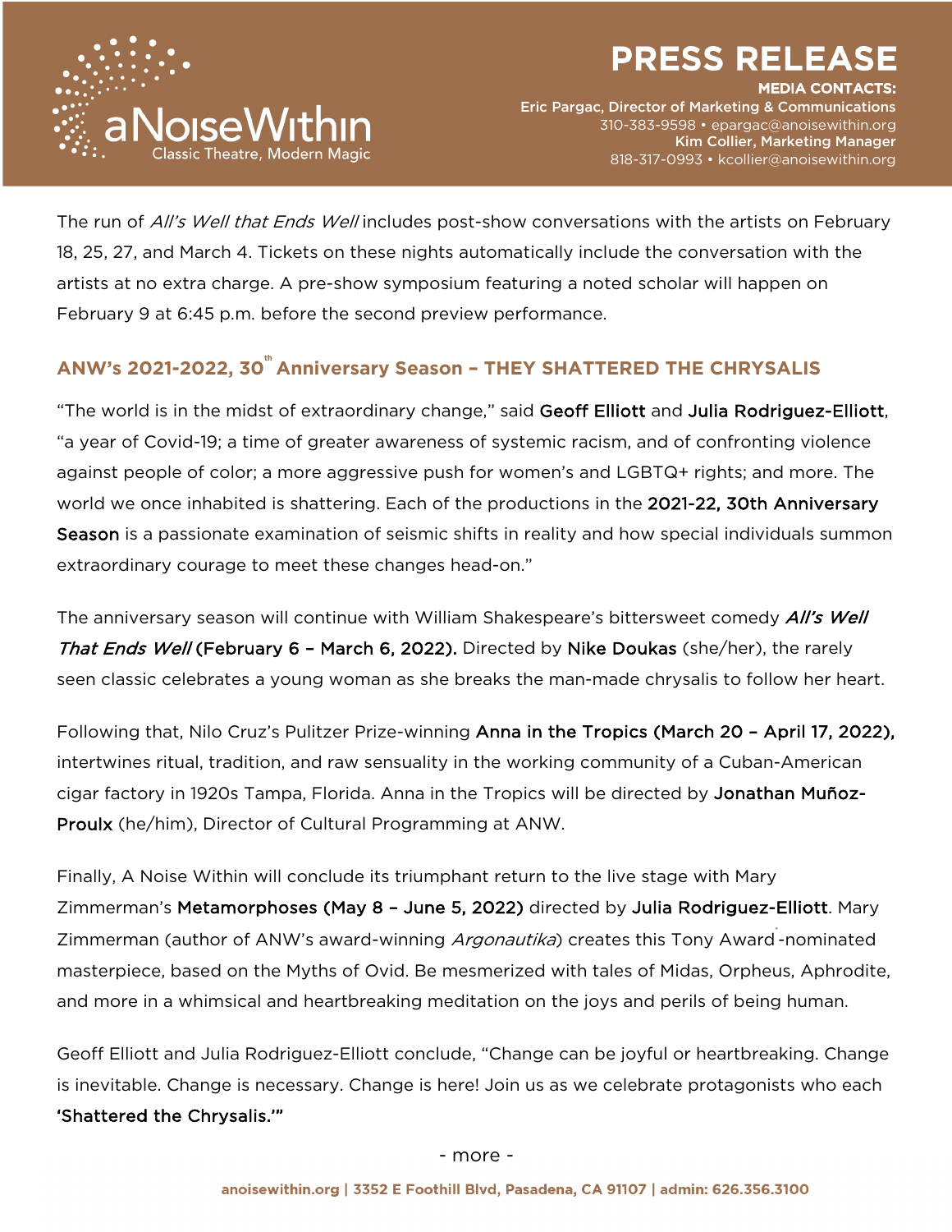The run of *All's Well that Ends Well* includes post-show conversations with the artists on February 18, 25, 27, and March 4. Tickets on these nights automatically include the conversation with the artists at no extra charge. A pre-show symposium featuring a noted scholar will happen on February 9 at 6:45 p.m. before the second preview performance.

## ANW's 2021-2022, 30th Anniversary Season – THEY SHATTERED THE CHRYSALIS

"The world is in the midst of extraordinary change," said **Geoff Elliott** and **Julia Rodriguez-Elliott**, "a year of Covid-19; a time of greater awareness of systemic racism, and of confronting violence against people of color; a more aggressive push for women's and LGBTQ+ rights; and more. The world we once inhabited is shattering. Each of the productions in the **2021-22, 30th Anniversary Season** is a passionate examination of seismic shifts in reality and how special individuals summon extraordinary courage to meet these changes head-on."

The anniversary season will continue with William Shakespeare's bittersweet comedy ***All's Well That Ends Well* (February 6 – March 6, 2022).** Directed by **Nike Doukas** (she/her), the rarely seen classic celebrates a young woman as she breaks the man-made chrysalis to follow her heart.

Following that, Nilo Cruz's Pulitzer Prize-winning **Anna in the Tropics (March 20 – April 17, 2022),** intertwines ritual, tradition, and raw sensuality in the working community of a Cuban-American cigar factory in 1920s Tampa, Florida. Anna in the Tropics will be directed by **Jonathan Muñoz-Proulx** (he/him), Director of Cultural Programming at ANW.

Finally, A Noise Within will conclude its triumphant return to the live stage with Mary Zimmerman's **Metamorphoses (May 8 – June 5, 2022)** directed by **Julia Rodriguez-Elliott**. Mary Zimmerman (author of ANW's award-winning *Argonautika*) creates this Tony Award-nominated masterpiece, based on the Myths of Ovid. Be mesmerized with tales of Midas, Orpheus, Aphrodite, and more in a whimsical and heartbreaking meditation on the joys and perils of being human.

Geoff Elliott and Julia Rodriguez-Elliott conclude, "Change can be joyful or heartbreaking. Change is inevitable. Change is necessary. Change is here! Join us as we celebrate protagonists who each **'Shattered the Chrysalis.'"**

- more -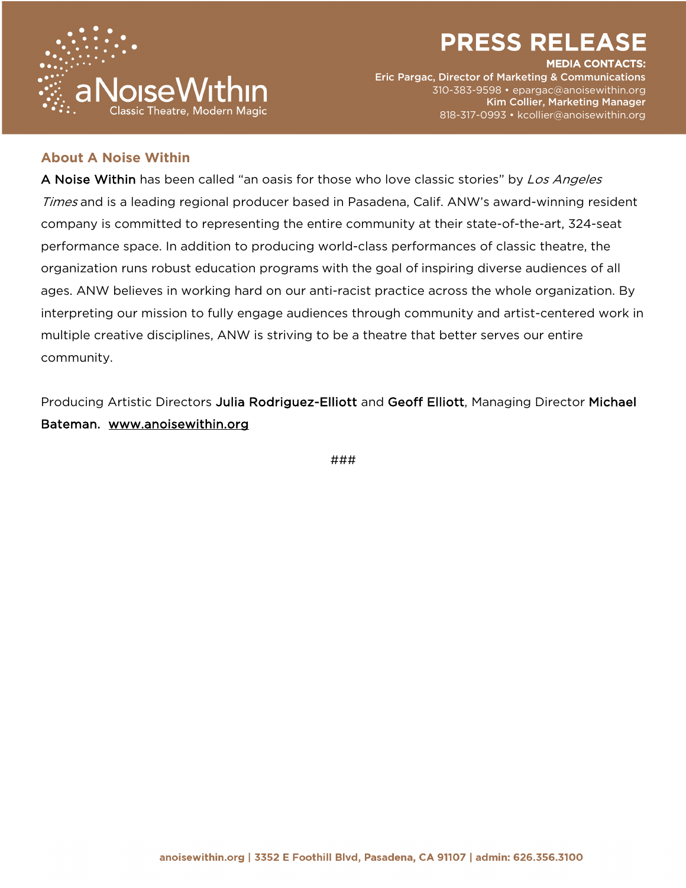**PRESS RELEASE**

**MEDIA CONTACTS:**
**Eric Pargac, Director of Marketing & Communications**
310-383-9598 • epargac@anoisewithin.org
**Kim Collier, Marketing Manager**
818-317-0993 • kcollier@anoisewithin.org

## About A Noise Within

A Noise Within has been called "an oasis for those who love classic stories" by *Los Angeles Times* and is a leading regional producer based in Pasadena, Calif. ANW's award-winning resident company is committed to representing the entire community at their state-of-the-art, 324-seat performance space. In addition to producing world-class performances of classic theatre, the organization runs robust education programs with the goal of inspiring diverse audiences of all ages. ANW believes in working hard on our anti-racist practice across the whole organization. By interpreting our mission to fully engage audiences through community and artist-centered work in multiple creative disciplines, ANW is striving to be a theatre that better serves our entire community.

Producing Artistic Directors Julia Rodriguez-Elliott and Geoff Elliott, Managing Director Michael Bateman. www.anoisewithin.org

###